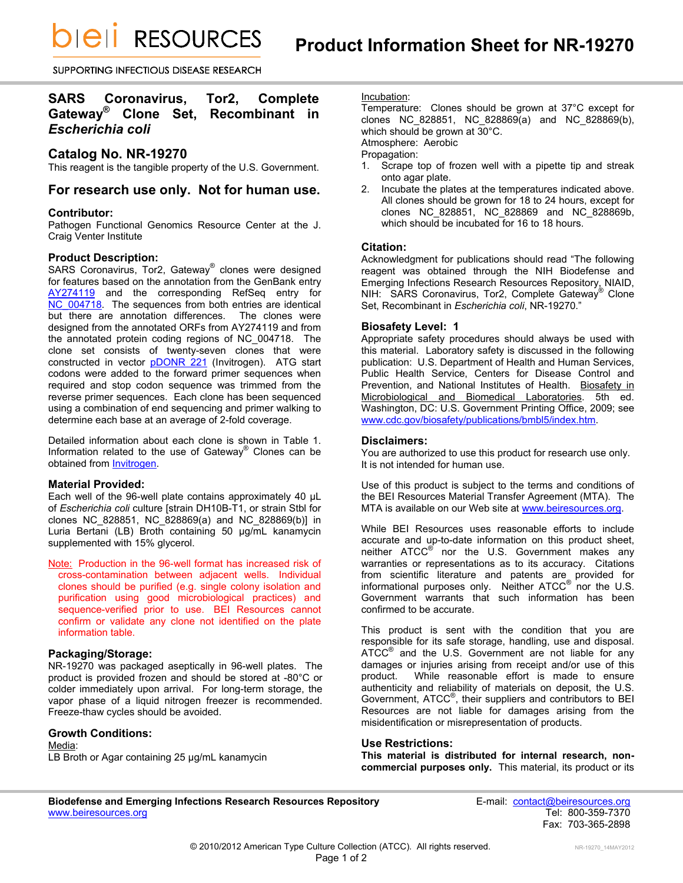# Product Information Sheet for NR-19270

## SARS Coronavirus, Tor2, Complete Gateway® Clone Set, Recombinant in *Escherichia coli*

## Catalog No. NR-19270

This reagent is the tangible property of the U.S. Government.

## For research use only. Not for human use.

### Contributor:

Pathogen Functional Genomics Resource Center at the J. Craig Venter Institute

### Product Description:

SARS Coronavirus, Tor2, Gateway® clones were designed for features based on the annotation from the GenBank entry AY274119 and the corresponding RefSeq entry for NC_004718. The sequences from both entries are identical but there are annotation differences. The clones were designed from the annotated ORFs from AY274119 and from the annotated protein coding regions of NC_004718. The clone set consists of twenty-seven clones that were constructed in vector pDONR 221 (Invitrogen). ATG start codons were added to the forward primer sequences when required and stop codon sequence was trimmed from the reverse primer sequences. Each clone has been sequenced using a combination of end sequencing and primer walking to determine each base at an average of 2-fold coverage.

Detailed information about each clone is shown in Table 1. Information related to the use of Gateway® Clones can be obtained from Invitrogen.

### Material Provided:

Each well of the 96-well plate contains approximately 40 µL of *Escherichia coli* culture [strain DH10B-T1, or strain Stbl for clones NC_828851, NC_828869(a) and NC_828869(b)] in Luria Bertani (LB) Broth containing 50 µg/mL kanamycin supplemented with 15% glycerol.

Note: Production in the 96-well format has increased risk of cross-contamination between adjacent wells. Individual clones should be purified (e.g. single colony isolation and purification using good microbiological practices) and sequence-verified prior to use. BEI Resources cannot confirm or validate any clone not identified on the plate information table.

### Packaging/Storage:

NR-19270 was packaged aseptically in 96-well plates. The product is provided frozen and should be stored at -80°C or colder immediately upon arrival. For long-term storage, the vapor phase of a liquid nitrogen freezer is recommended. Freeze-thaw cycles should be avoided.

### Growth Conditions:

Media:
LB Broth or Agar containing 25 µg/mL kanamycin

Incubation:
Temperature: Clones should be grown at 37°C except for clones NC_828851, NC_828869(a) and NC_828869(b), which should be grown at 30°C.
Atmosphere: Aerobic
Propagation:

1. Scrape top of frozen well with a pipette tip and streak onto agar plate.
2. Incubate the plates at the temperatures indicated above. All clones should be grown for 18 to 24 hours, except for clones NC_828851, NC_828869 and NC_828869b, which should be incubated for 16 to 18 hours.

### Citation:

Acknowledgment for publications should read "The following reagent was obtained through the NIH Biodefense and Emerging Infections Research Resources Repository, NIAID, NIH: SARS Coronavirus, Tor2, Complete Gateway® Clone Set, Recombinant in *Escherichia coli*, NR-19270."

### Biosafety Level: 1

Appropriate safety procedures should always be used with this material. Laboratory safety is discussed in the following publication: U.S. Department of Health and Human Services, Public Health Service, Centers for Disease Control and Prevention, and National Institutes of Health. Biosafety in Microbiological and Biomedical Laboratories. 5th ed. Washington, DC: U.S. Government Printing Office, 2009; see www.cdc.gov/biosafety/publications/bmbl5/index.htm.

### Disclaimers:

You are authorized to use this product for research use only. It is not intended for human use.

Use of this product is subject to the terms and conditions of the BEI Resources Material Transfer Agreement (MTA). The MTA is available on our Web site at www.beiresources.org.

While BEI Resources uses reasonable efforts to include accurate and up-to-date information on this product sheet, neither ATCC® nor the U.S. Government makes any warranties or representations as to its accuracy. Citations from scientific literature and patents are provided for informational purposes only. Neither ATCC® nor the U.S. Government warrants that such information has been confirmed to be accurate.

This product is sent with the condition that you are responsible for its safe storage, handling, use and disposal. ATCC® and the U.S. Government are not liable for any damages or injuries arising from receipt and/or use of this product. While reasonable effort is made to ensure authenticity and reliability of materials on deposit, the U.S. Government, ATCC®, their suppliers and contributors to BEI Resources are not liable for damages arising from the misidentification or misrepresentation of products.

### Use Restrictions:

**This material is distributed for internal research, non-commercial purposes only.** This material, its product or its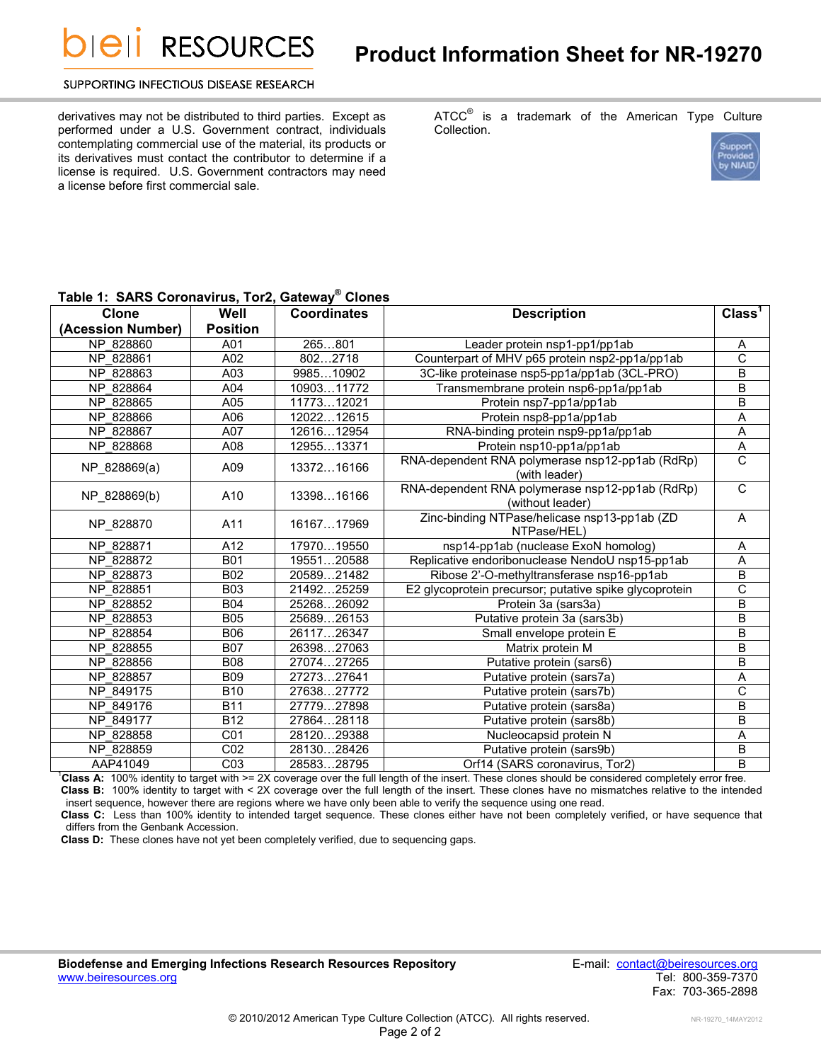derivatives may not be distributed to third parties. Except as performed under a U.S. Government contract, individuals contemplating commercial use of the material, its products or its derivatives must contact the contributor to determine if a license is required. U.S. Government contractors may need a license before first commercial sale.

ATCC® is a trademark of the American Type Culture Collection.

**Table 1: SARS Coronavirus, Tor2, Gateway® Clones**

| Clone (Acession Number) | Well Position | Coordinates | Description | Class[1] |
|---|---|---|---|---|
| NP_828860 | A01 | 265…801 | Leader protein nsp1-pp1/pp1ab | A |
| NP_828861 | A02 | 802…2718 | Counterpart of MHV p65 protein nsp2-pp1a/pp1ab | C |
| NP_828863 | A03 | 9985…10902 | 3C-like proteinase nsp5-pp1a/pp1ab (3CL-PRO) | B |
| NP_828864 | A04 | 10903…11772 | Transmembrane protein nsp6-pp1a/pp1ab | B |
| NP_828865 | A05 | 11773…12021 | Protein nsp7-pp1a/pp1ab | B |
| NP_828866 | A06 | 12022…12615 | Protein nsp8-pp1a/pp1ab | A |
| NP_828867 | A07 | 12616…12954 | RNA-binding protein nsp9-pp1a/pp1ab | A |
| NP_828868 | A08 | 12955…13371 | Protein nsp10-pp1a/pp1ab | A |
| NP_828869(a) | A09 | 13372…16166 | RNA-dependent RNA polymerase nsp12-pp1ab (RdRp) (with leader) | C |
| NP_828869(b) | A10 | 13398…16166 | RNA-dependent RNA polymerase nsp12-pp1ab (RdRp) (without leader) | C |
| NP_828870 | A11 | 16167…17969 | Zinc-binding NTPase/helicase nsp13-pp1ab (ZD NTPase/HEL) | A |
| NP_828871 | A12 | 17970…19550 | nsp14-pp1ab (nuclease ExoN homolog) | A |
| NP_828872 | B01 | 19551…20588 | Replicative endoribonuclease NendoU nsp15-pp1ab | A |
| NP_828873 | B02 | 20589…21482 | Ribose 2'-O-methyltransferase nsp16-pp1ab | B |
| NP_828851 | B03 | 21492…25259 | E2 glycoprotein precursor; putative spike glycoprotein | C |
| NP_828852 | B04 | 25268…26092 | Protein 3a (sars3a) | B |
| NP_828853 | B05 | 25689…26153 | Putative protein 3a (sars3b) | B |
| NP_828854 | B06 | 26117…26347 | Small envelope protein E | B |
| NP_828855 | B07 | 26398…27063 | Matrix protein M | B |
| NP_828856 | B08 | 27074…27265 | Putative protein (sars6) | B |
| NP_828857 | B09 | 27273…27641 | Putative protein (sars7a) | A |
| NP_849175 | B10 | 27638…27772 | Putative protein (sars7b) | C |
| NP_849176 | B11 | 27779…27898 | Putative protein (sars8a) | B |
| NP_849177 | B12 | 27864…28118 | Putative protein (sars8b) | B |
| NP_828858 | C01 | 28120…29388 | Nucleocapsid protein N | A |
| NP_828859 | C02 | 28130…28426 | Putative protein (sars9b) | B |
| AAP41049 | C03 | 28583…28795 | Orf14 (SARS coronavirus, Tor2) | B |

[1]**Class A:** 100% identity to target with >= 2X coverage over the full length of the insert. These clones should be considered completely error free.
**Class B:** 100% identity to target with < 2X coverage over the full length of the insert. These clones have no mismatches relative to the intended insert sequence, however there are regions where we have only been able to verify the sequence using one read.
**Class C:** Less than 100% identity to intended target sequence. These clones either have not been completely verified, or have sequence that differs from the Genbank Accession.
**Class D:** These clones have not yet been completely verified, due to sequencing gaps.